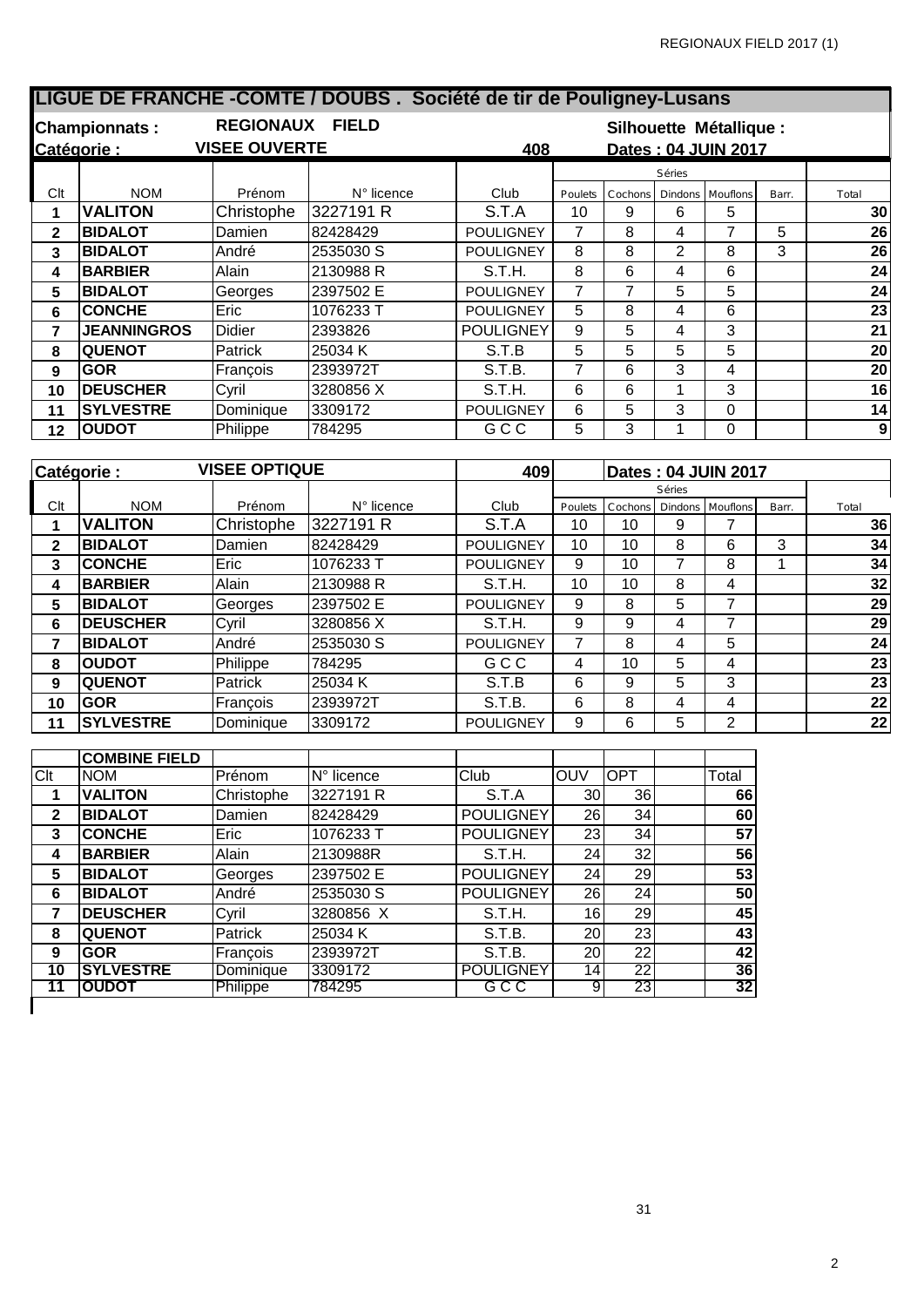# LIGUE DE FRANCHE -COMTE / DOUBS . Société de tir de Pouligney-Lusans

**Championnats :** REGIONAUX FIELD — **Silhouette Métallique :**

**Catégorie :** VISEE OUVERTE — 408 — **Dates : 04 JUIN 2017**

| Clt | NOM | Prénom | N° licence | Club | Séries Poulets | Cochons | Dindons | Mouflons | Barr. | Total |
|---|---|---|---|---|---|---|---|---|---|---|
| 1 | **VALITON** | Christophe | 3227191 R | S.T.A | 10 | 9 | 6 | 5 | | **30** |
| 2 | **BIDALOT** | Damien | 82428429 | POULIGNEY | 7 | 8 | 4 | 7 | 5 | **26** |
| 3 | **BIDALOT** | André | 2535030 S | POULIGNEY | 8 | 8 | 2 | 8 | 3 | **26** |
| 4 | **BARBIER** | Alain | 2130988 R | S.T.H. | 8 | 6 | 4 | 6 | | **24** |
| 5 | **BIDALOT** | Georges | 2397502 E | POULIGNEY | 7 | 7 | 5 | 5 | | **24** |
| 6 | **CONCHE** | Eric | 1076233 T | POULIGNEY | 5 | 8 | 4 | 6 | | **23** |
| 7 | **JEANNINGROS** | Didier | 2393826 | POULIGNEY | 9 | 5 | 4 | 3 | | **21** |
| 8 | **QUENOT** | Patrick | 25034 K | S.T.B | 5 | 5 | 5 | 5 | | **20** |
| 9 | **GOR** | François | 2393972T | S.T.B. | 7 | 6 | 3 | 4 | | **20** |
| 10 | **DEUSCHER** | Cyril | 3280856 X | S.T.H. | 6 | 6 | 1 | 3 | | **16** |
| 11 | **SYLVESTRE** | Dominique | 3309172 | POULIGNEY | 6 | 5 | 3 | 0 | | **14** |
| 12 | **OUDOT** | Philippe | 784295 | G C C | 5 | 3 | 1 | 0 | | **9** |

**Catégorie :** VISEE OPTIQUE — 409 — **Dates : 04 JUIN 2017**

| Clt | NOM | Prénom | N° licence | Club | Séries Poulets | Cochons | Dindons | Mouflons | Barr. | Total |
|---|---|---|---|---|---|---|---|---|---|---|
| 1 | **VALITON** | Christophe | 3227191 R | S.T.A | 10 | 10 | 9 | 7 | | **36** |
| 2 | **BIDALOT** | Damien | 82428429 | POULIGNEY | 10 | 10 | 8 | 6 | 3 | **34** |
| 3 | **CONCHE** | Eric | 1076233 T | POULIGNEY | 9 | 10 | 7 | 8 | 1 | **34** |
| 4 | **BARBIER** | Alain | 2130988 R | S.T.H. | 10 | 10 | 8 | 4 | | **32** |
| 5 | **BIDALOT** | Georges | 2397502 E | POULIGNEY | 9 | 8 | 5 | 7 | | **29** |
| 6 | **DEUSCHER** | Cyril | 3280856 X | S.T.H. | 9 | 9 | 4 | 7 | | **29** |
| 7 | **BIDALOT** | André | 2535030 S | POULIGNEY | 7 | 8 | 4 | 5 | | **24** |
| 8 | **OUDOT** | Philippe | 784295 | G C C | 4 | 10 | 5 | 4 | | **23** |
| 9 | **QUENOT** | Patrick | 25034 K | S.T.B | 6 | 9 | 5 | 3 | | **23** |
| 10 | **GOR** | François | 2393972T | S.T.B. | 6 | 8 | 4 | 4 | | **22** |
| 11 | **SYLVESTRE** | Dominique | 3309172 | POULIGNEY | 9 | 6 | 5 | 2 | | **22** |

**COMBINE FIELD**

| Clt | NOM | Prénom | N° licence | Club | OUV | OPT | | Total |
|---|---|---|---|---|---|---|---|---|
| 1 | **VALITON** | Christophe | 3227191 R | S.T.A | 30 | 36 | | **66** |
| 2 | **BIDALOT** | Damien | 82428429 | POULIGNEY | 26 | 34 | | **60** |
| 3 | **CONCHE** | Eric | 1076233 T | POULIGNEY | 23 | 34 | | **57** |
| 4 | **BARBIER** | Alain | 2130988R | S.T.H. | 24 | 32 | | **56** |
| 5 | **BIDALOT** | Georges | 2397502 E | POULIGNEY | 24 | 29 | | **53** |
| 6 | **BIDALOT** | André | 2535030 S | POULIGNEY | 26 | 24 | | **50** |
| 7 | **DEUSCHER** | Cyril | 3280856 X | S.T.H. | 16 | 29 | | **45** |
| 8 | **QUENOT** | Patrick | 25034 K | S.T.B. | 20 | 23 | | **43** |
| 9 | **GOR** | François | 2393972T | S.T.B. | 20 | 22 | | **42** |
| 10 | **SYLVESTRE** | Dominique | 3309172 | POULIGNEY | 14 | 22 | | **36** |
| 11 | **OUDOT** | Philippe | 784295 | G C C | 9 | 23 | | **32** |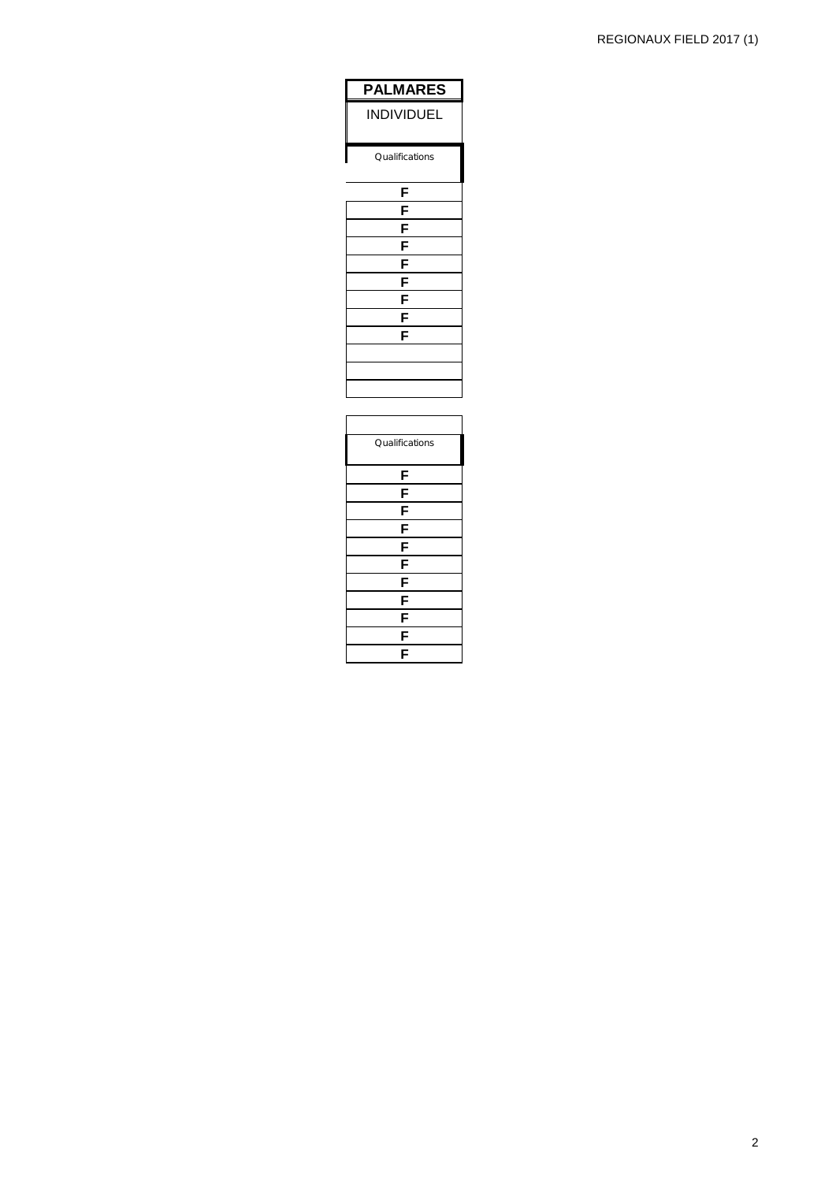| PALMARES |
| --- |
| INDIVIDUEL |
| Qualifications |
| F |
| F |
| F |
| F |
| F |
| F |
| F |
| F |
| F |
| |
| |
| |

| |
| --- |
| Qualifications |
| F |
| F |
| F |
| F |
| F |
| F |
| F |
| F |
| F |
| F |
| F |